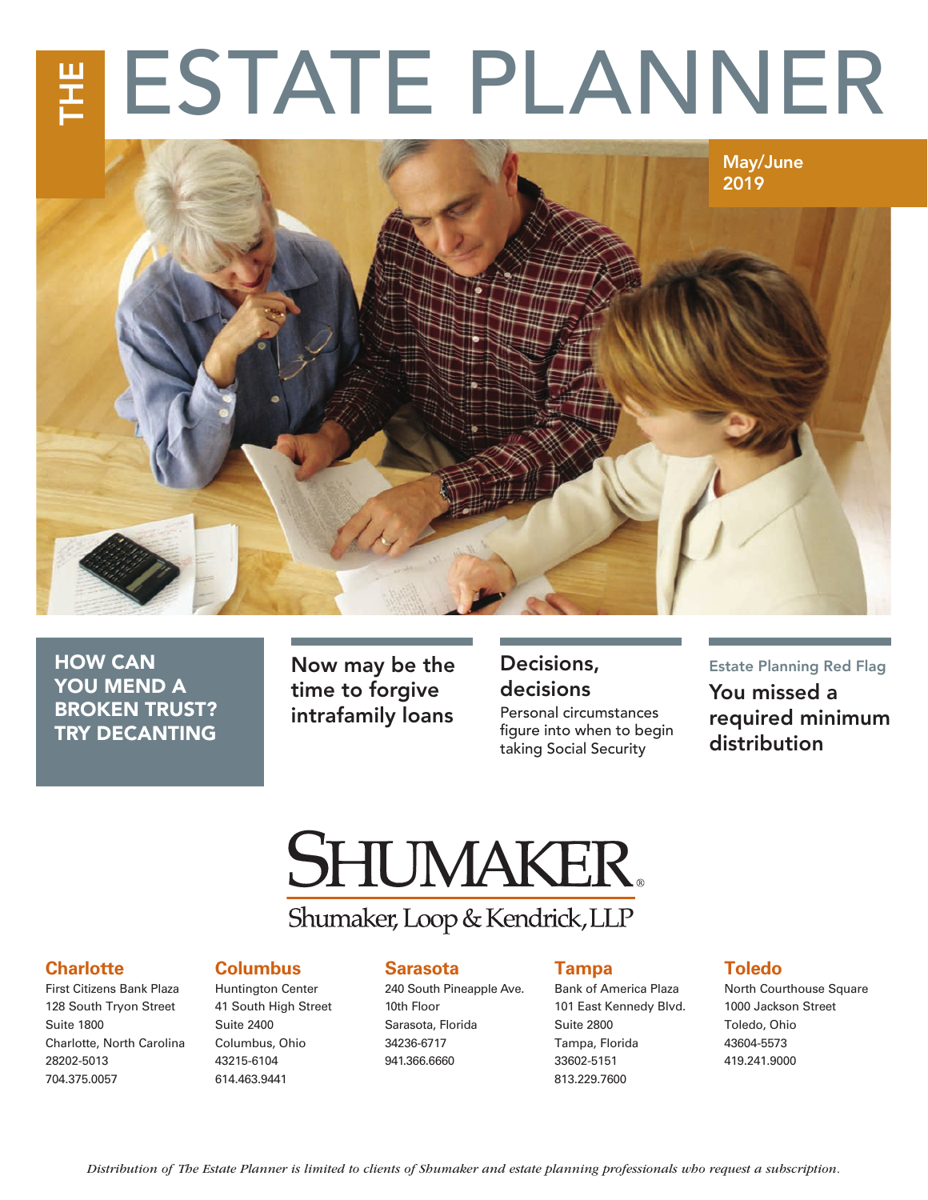# THE ESTATE PLANNER

May/June 2019

**HOW CAN YOU MEND A BROKEN TRUST? TRY DECANTING**

**Now may be the time to forgive intrafamily loans**

**Decisions, decisions**

Personal circumstances figure into when to begin taking Social Security

Estate Planning Red Flag

**You missed a required minimum distribution**

SHUMAKER®

Shumaker, Loop & Kendrick, LLP

**Charlotte**
First Citizens Bank Plaza
128 South Tryon Street
Suite 1800
Charlotte, North Carolina
28202-5013
704.375.0057

**Columbus**
Huntington Center
41 South High Street
Suite 2400
Columbus, Ohio
43215-6104
614.463.9441

**Sarasota**
240 South Pineapple Ave.
10th Floor
Sarasota, Florida
34236-6717
941.366.6660

**Tampa**
Bank of America Plaza
101 East Kennedy Blvd.
Suite 2800
Tampa, Florida
33602-5151
813.229.7600

**Toledo**
North Courthouse Square
1000 Jackson Street
Toledo, Ohio
43604-5573
419.241.9000

*Distribution of The Estate Planner is limited to clients of Shumaker and estate planning professionals who request a subscription.*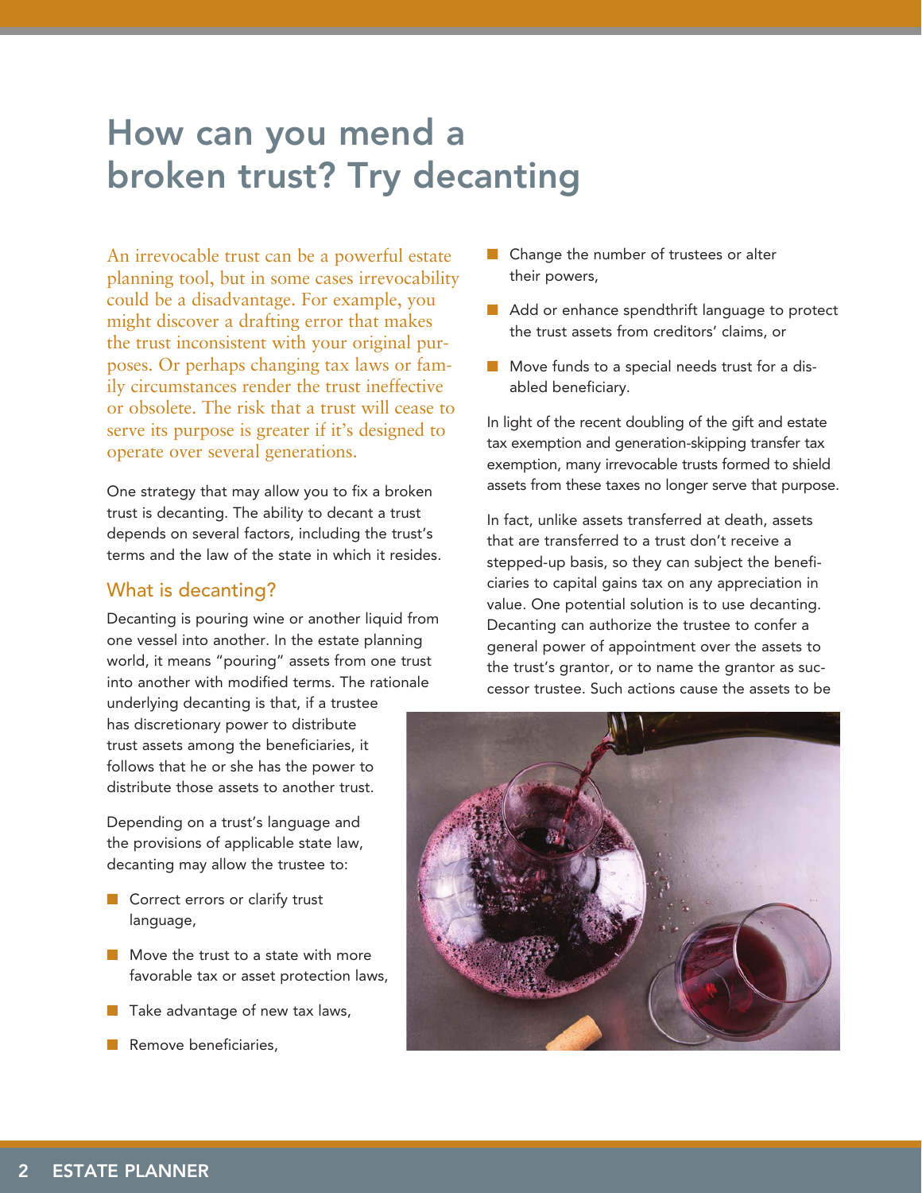# How can you mend a broken trust? Try decanting

An irrevocable trust can be a powerful estate planning tool, but in some cases irrevocability could be a disadvantage. For example, you might discover a drafting error that makes the trust inconsistent with your original purposes. Or perhaps changing tax laws or family circumstances render the trust ineffective or obsolete. The risk that a trust will cease to serve its purpose is greater if it's designed to operate over several generations.

One strategy that may allow you to fix a broken trust is decanting. The ability to decant a trust depends on several factors, including the trust's terms and the law of the state in which it resides.

## What is decanting?

Decanting is pouring wine or another liquid from one vessel into another. In the estate planning world, it means "pouring" assets from one trust into another with modified terms. The rationale underlying decanting is that, if a trustee has discretionary power to distribute trust assets among the beneficiaries, it follows that he or she has the power to distribute those assets to another trust.

Depending on a trust's language and the provisions of applicable state law, decanting may allow the trustee to:

- Correct errors or clarify trust language,
- Move the trust to a state with more favorable tax or asset protection laws,
- Take advantage of new tax laws,
- Remove beneficiaries,
- Change the number of trustees or alter their powers,
- Add or enhance spendthrift language to protect the trust assets from creditors' claims, or
- Move funds to a special needs trust for a disabled beneficiary.

In light of the recent doubling of the gift and estate tax exemption and generation-skipping transfer tax exemption, many irrevocable trusts formed to shield assets from these taxes no longer serve that purpose.

In fact, unlike assets transferred at death, assets that are transferred to a trust don't receive a stepped-up basis, so they can subject the beneficiaries to capital gains tax on any appreciation in value. One potential solution is to use decanting. Decanting can authorize the trustee to confer a general power of appointment over the assets to the trust's grantor, or to name the grantor as successor trustee. Such actions cause the assets to be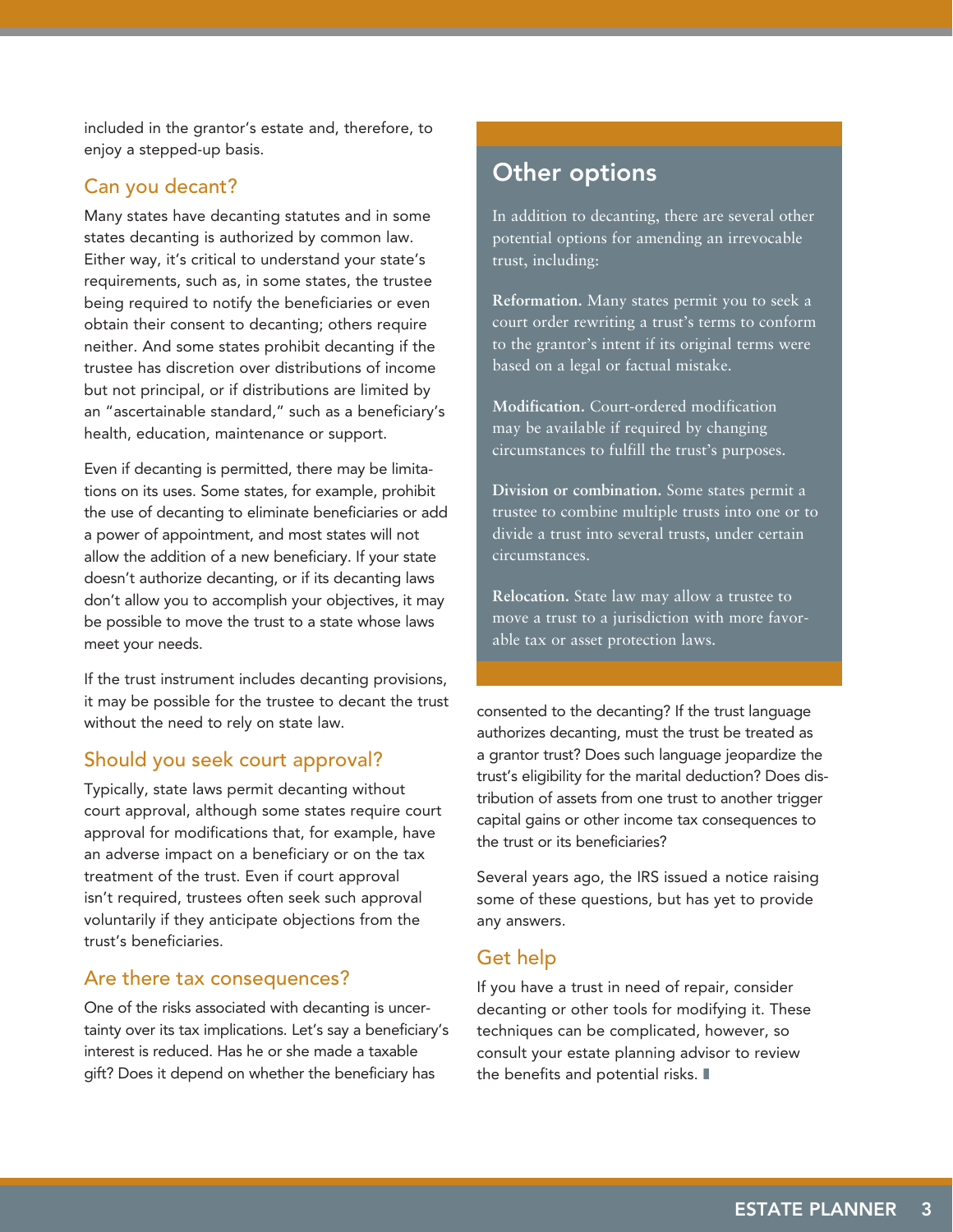included in the grantor's estate and, therefore, to enjoy a stepped-up basis.

## Can you decant?

Many states have decanting statutes and in some states decanting is authorized by common law. Either way, it's critical to understand your state's requirements, such as, in some states, the trustee being required to notify the beneficiaries or even obtain their consent to decanting; others require neither. And some states prohibit decanting if the trustee has discretion over distributions of income but not principal, or if distributions are limited by an "ascertainable standard," such as a beneficiary's health, education, maintenance or support.

Even if decanting is permitted, there may be limitations on its uses. Some states, for example, prohibit the use of decanting to eliminate beneficiaries or add a power of appointment, and most states will not allow the addition of a new beneficiary. If your state doesn't authorize decanting, or if its decanting laws don't allow you to accomplish your objectives, it may be possible to move the trust to a state whose laws meet your needs.

If the trust instrument includes decanting provisions, it may be possible for the trustee to decant the trust without the need to rely on state law.

## Should you seek court approval?

Typically, state laws permit decanting without court approval, although some states require court approval for modifications that, for example, have an adverse impact on a beneficiary or on the tax treatment of the trust. Even if court approval isn't required, trustees often seek such approval voluntarily if they anticipate objections from the trust's beneficiaries.

## Are there tax consequences?

One of the risks associated with decanting is uncertainty over its tax implications. Let's say a beneficiary's interest is reduced. Has he or she made a taxable gift? Does it depend on whether the beneficiary has consented to the decanting? If the trust language authorizes decanting, must the trust be treated as a grantor trust? Does such language jeopardize the trust's eligibility for the marital deduction? Does distribution of assets from one trust to another trigger capital gains or other income tax consequences to the trust or its beneficiaries?

Several years ago, the IRS issued a notice raising some of these questions, but has yet to provide any answers.

## Get help

If you have a trust in need of repair, consider decanting or other tools for modifying it. These techniques can be complicated, however, so consult your estate planning advisor to review the benefits and potential risks.

## Other options

In addition to decanting, there are several other potential options for amending an irrevocable trust, including:

**Reformation.** Many states permit you to seek a court order rewriting a trust's terms to conform to the grantor's intent if its original terms were based on a legal or factual mistake.

**Modification.** Court-ordered modification may be available if required by changing circumstances to fulfill the trust's purposes.

**Division or combination.** Some states permit a trustee to combine multiple trusts into one or to divide a trust into several trusts, under certain circumstances.

**Relocation.** State law may allow a trustee to move a trust to a jurisdiction with more favorable tax or asset protection laws.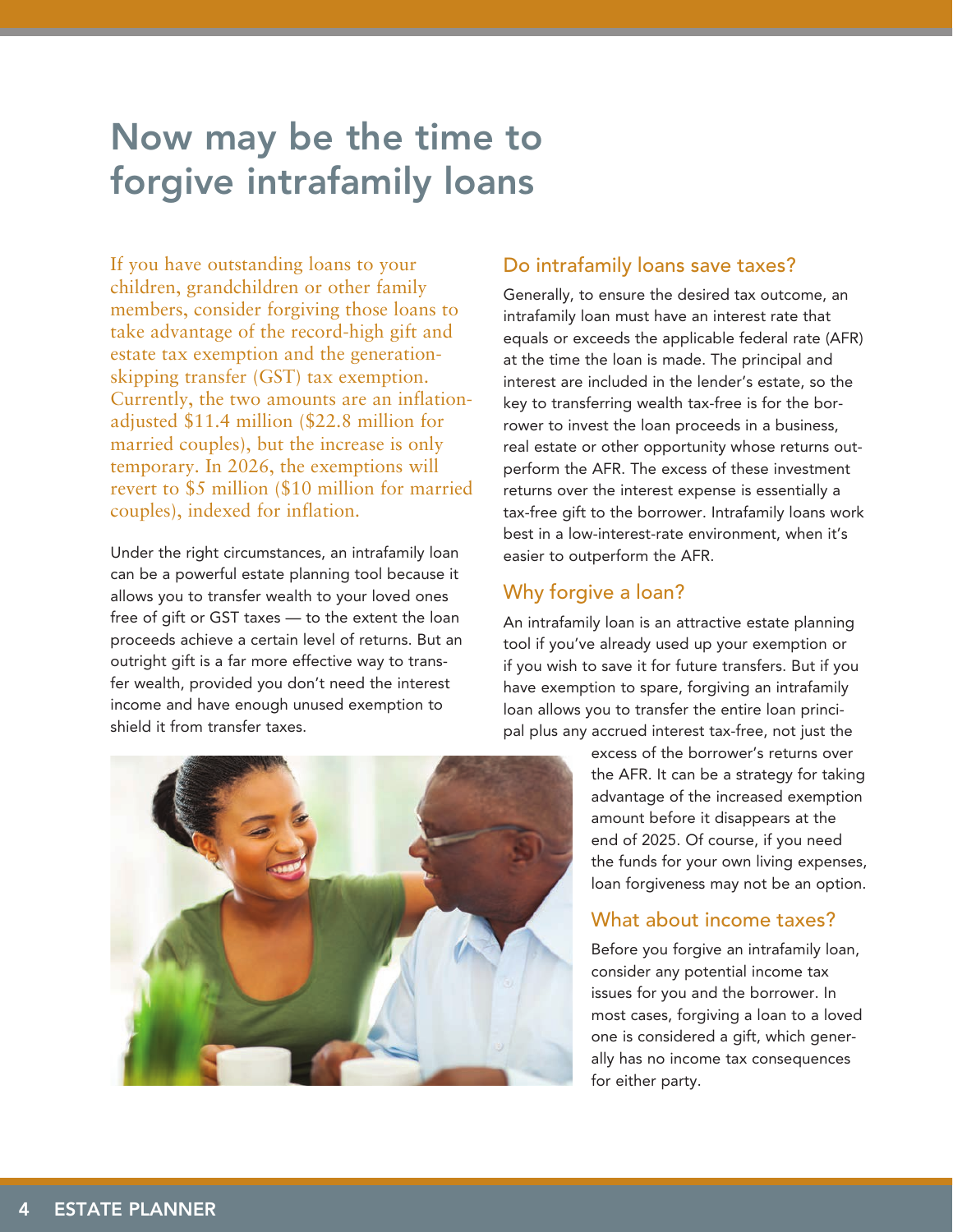# Now may be the time to forgive intrafamily loans

If you have outstanding loans to your children, grandchildren or other family members, consider forgiving those loans to take advantage of the record-high gift and estate tax exemption and the generation-skipping transfer (GST) tax exemption. Currently, the two amounts are an inflation-adjusted $11.4 million ($22.8 million for married couples), but the increase is only temporary. In 2026, the exemptions will revert to $5 million ($10 million for married couples), indexed for inflation.

Under the right circumstances, an intrafamily loan can be a powerful estate planning tool because it allows you to transfer wealth to your loved ones free of gift or GST taxes — to the extent the loan proceeds achieve a certain level of returns. But an outright gift is a far more effective way to transfer wealth, provided you don't need the interest income and have enough unused exemption to shield it from transfer taxes.

## Do intrafamily loans save taxes?

Generally, to ensure the desired tax outcome, an intrafamily loan must have an interest rate that equals or exceeds the applicable federal rate (AFR) at the time the loan is made. The principal and interest are included in the lender's estate, so the key to transferring wealth tax-free is for the borrower to invest the loan proceeds in a business, real estate or other opportunity whose returns outperform the AFR. The excess of these investment returns over the interest expense is essentially a tax-free gift to the borrower. Intrafamily loans work best in a low-interest-rate environment, when it's easier to outperform the AFR.

## Why forgive a loan?

An intrafamily loan is an attractive estate planning tool if you've already used up your exemption or if you wish to save it for future transfers. But if you have exemption to spare, forgiving an intrafamily loan allows you to transfer the entire loan principal plus any accrued interest tax-free, not just the excess of the borrower's returns over the AFR. It can be a strategy for taking advantage of the increased exemption amount before it disappears at the end of 2025. Of course, if you need the funds for your own living expenses, loan forgiveness may not be an option.

## What about income taxes?

Before you forgive an intrafamily loan, consider any potential income tax issues for you and the borrower. In most cases, forgiving a loan to a loved one is considered a gift, which generally has no income tax consequences for either party.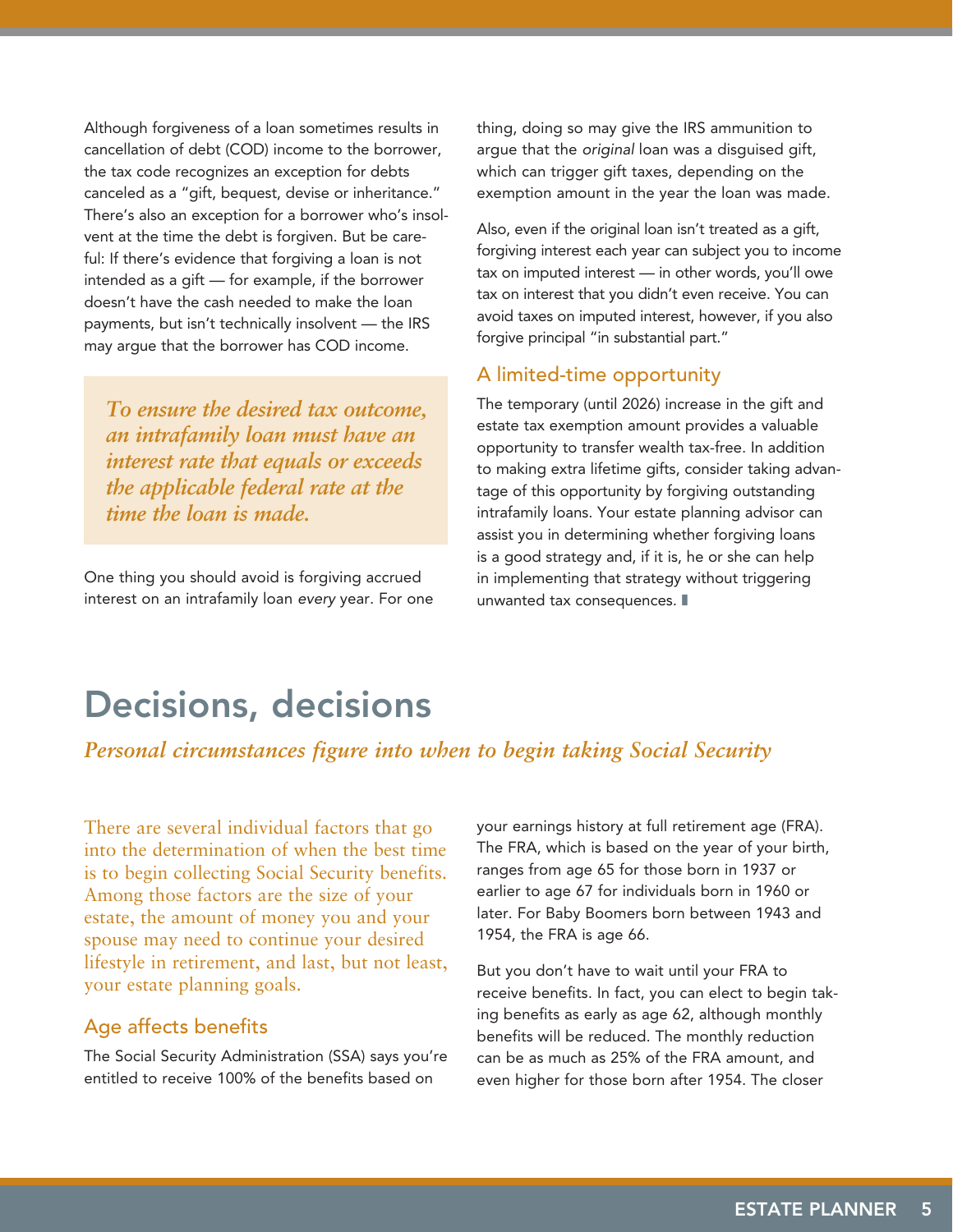Although forgiveness of a loan sometimes results in cancellation of debt (COD) income to the borrower, the tax code recognizes an exception for debts canceled as a "gift, bequest, devise or inheritance." There's also an exception for a borrower who's insolvent at the time the debt is forgiven. But be careful: If there's evidence that forgiving a loan is not intended as a gift — for example, if the borrower doesn't have the cash needed to make the loan payments, but isn't technically insolvent — the IRS may argue that the borrower has COD income.

> *To ensure the desired tax outcome, an intrafamily loan must have an interest rate that equals or exceeds the applicable federal rate at the time the loan is made.*

One thing you should avoid is forgiving accrued interest on an intrafamily loan *every* year. For one thing, doing so may give the IRS ammunition to argue that the *original* loan was a disguised gift, which can trigger gift taxes, depending on the exemption amount in the year the loan was made.

Also, even if the original loan isn't treated as a gift, forgiving interest each year can subject you to income tax on imputed interest — in other words, you'll owe tax on interest that you didn't even receive. You can avoid taxes on imputed interest, however, if you also forgive principal "in substantial part."

### A limited-time opportunity

The temporary (until 2026) increase in the gift and estate tax exemption amount provides a valuable opportunity to transfer wealth tax-free. In addition to making extra lifetime gifts, consider taking advantage of this opportunity by forgiving outstanding intrafamily loans. Your estate planning advisor can assist you in determining whether forgiving loans is a good strategy and, if it is, he or she can help in implementing that strategy without triggering unwanted tax consequences.

# Decisions, decisions

*Personal circumstances figure into when to begin taking Social Security*

There are several individual factors that go into the determination of when the best time is to begin collecting Social Security benefits. Among those factors are the size of your estate, the amount of money you and your spouse may need to continue your desired lifestyle in retirement, and last, but not least, your estate planning goals.

### Age affects benefits

The Social Security Administration (SSA) says you're entitled to receive 100% of the benefits based on your earnings history at full retirement age (FRA). The FRA, which is based on the year of your birth, ranges from age 65 for those born in 1937 or earlier to age 67 for individuals born in 1960 or later. For Baby Boomers born between 1943 and 1954, the FRA is age 66.

But you don't have to wait until your FRA to receive benefits. In fact, you can elect to begin taking benefits as early as age 62, although monthly benefits will be reduced. The monthly reduction can be as much as 25% of the FRA amount, and even higher for those born after 1954. The closer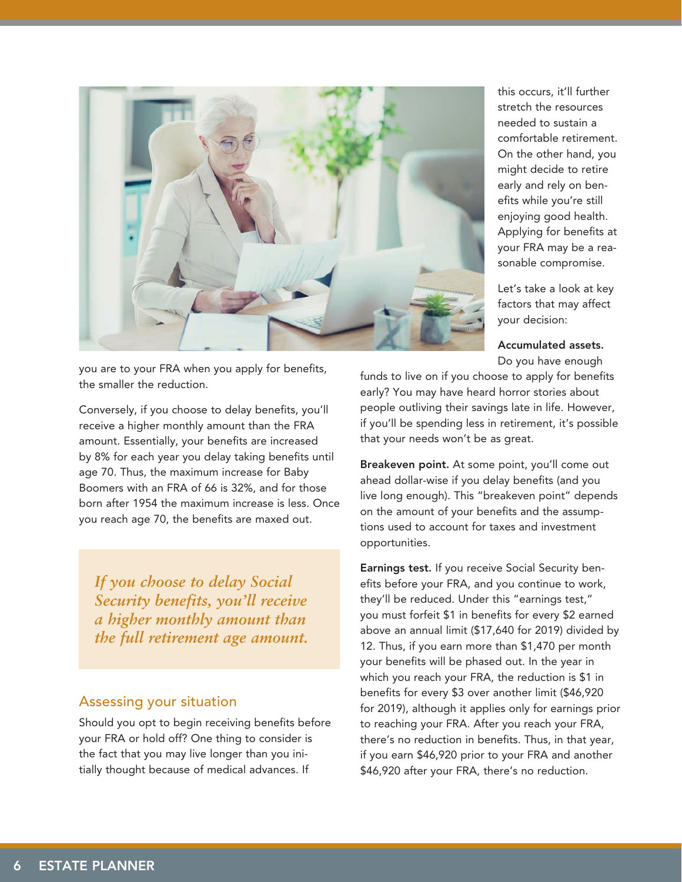you are to your FRA when you apply for benefits, the smaller the reduction.

Conversely, if you choose to delay benefits, you'll receive a higher monthly amount than the FRA amount. Essentially, your benefits are increased by 8% for each year you delay taking benefits until age 70. Thus, the maximum increase for Baby Boomers with an FRA of 66 is 32%, and for those born after 1954 the maximum increase is less. Once you reach age 70, the benefits are maxed out.

> *If you choose to delay Social Security benefits, you'll receive a higher monthly amount than the full retirement age amount.*

## Assessing your situation

Should you opt to begin receiving benefits before your FRA or hold off? One thing to consider is the fact that you may live longer than you initially thought because of medical advances. If this occurs, it'll further stretch the resources needed to sustain a comfortable retirement. On the other hand, you might decide to retire early and rely on benefits while you're still enjoying good health. Applying for benefits at your FRA may be a reasonable compromise.

Let's take a look at key factors that may affect your decision:

**Accumulated assets.** Do you have enough funds to live on if you choose to apply for benefits early? You may have heard horror stories about people outliving their savings late in life. However, if you'll be spending less in retirement, it's possible that your needs won't be as great.

**Breakeven point.** At some point, you'll come out ahead dollar-wise if you delay benefits (and you live long enough). This "breakeven point" depends on the amount of your benefits and the assumptions used to account for taxes and investment opportunities.

**Earnings test.** If you receive Social Security benefits before your FRA, and you continue to work, they'll be reduced. Under this "earnings test," you must forfeit $1 in benefits for every $2 earned above an annual limit ($17,640 for 2019) divided by 12. Thus, if you earn more than $1,470 per month your benefits will be phased out. In the year in which you reach your FRA, the reduction is $1 in benefits for every $3 over another limit ($46,920 for 2019), although it applies only for earnings prior to reaching your FRA. After you reach your FRA, there's no reduction in benefits. Thus, in that year, if you earn $46,920 prior to your FRA and another $46,920 after your FRA, there's no reduction.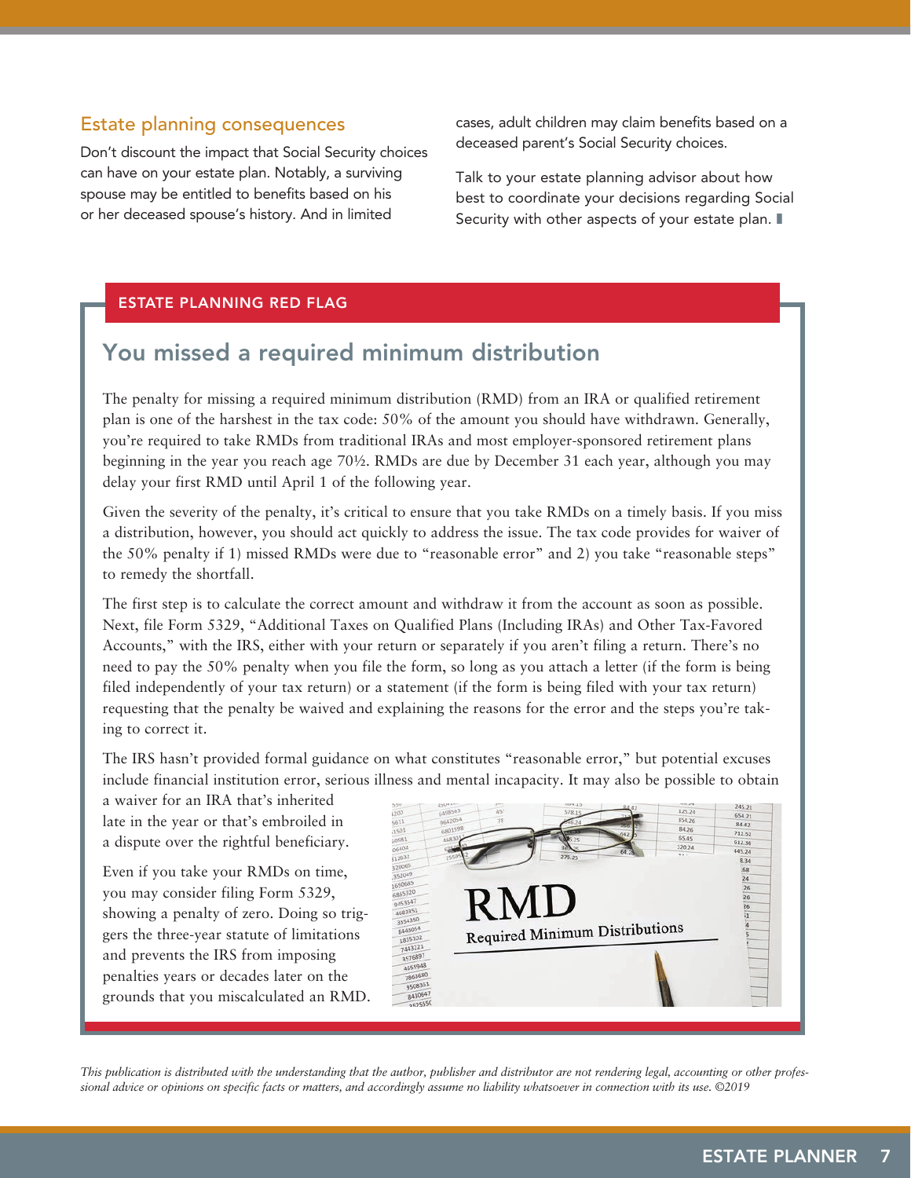### Estate planning consequences

Don't discount the impact that Social Security choices can have on your estate plan. Notably, a surviving spouse may be entitled to benefits based on his or her deceased spouse's history. And in limited cases, adult children may claim benefits based on a deceased parent's Social Security choices.

Talk to your estate planning advisor about how best to coordinate your decisions regarding Social Security with other aspects of your estate plan.

---

**ESTATE PLANNING RED FLAG**

## You missed a required minimum distribution

The penalty for missing a required minimum distribution (RMD) from an IRA or qualified retirement plan is one of the harshest in the tax code: 50% of the amount you should have withdrawn. Generally, you're required to take RMDs from traditional IRAs and most employer-sponsored retirement plans beginning in the year you reach age 70½. RMDs are due by December 31 each year, although you may delay your first RMD until April 1 of the following year.

Given the severity of the penalty, it's critical to ensure that you take RMDs on a timely basis. If you miss a distribution, however, you should act quickly to address the issue. The tax code provides for waiver of the 50% penalty if 1) missed RMDs were due to "reasonable error" and 2) you take "reasonable steps" to remedy the shortfall.

The first step is to calculate the correct amount and withdraw it from the account as soon as possible. Next, file Form 5329, "Additional Taxes on Qualified Plans (Including IRAs) and Other Tax-Favored Accounts," with the IRS, either with your return or separately if you aren't filing a return. There's no need to pay the 50% penalty when you file the form, so long as you attach a letter (if the form is being filed independently of your tax return) or a statement (if the form is being filed with your tax return) requesting that the penalty be waived and explaining the reasons for the error and the steps you're taking to correct it.

The IRS hasn't provided formal guidance on what constitutes "reasonable error," but potential excuses include financial institution error, serious illness and mental incapacity. It may also be possible to obtain a waiver for an IRA that's inherited late in the year or that's embroiled in a dispute over the rightful beneficiary.

Even if you take your RMDs on time, you may consider filing Form 5329, showing a penalty of zero. Doing so triggers the three-year statute of limitations and prevents the IRS from imposing penalties years or decades later on the grounds that you miscalculated an RMD.

---

*This publication is distributed with the understanding that the author, publisher and distributor are not rendering legal, accounting or other professional advice or opinions on specific facts or matters, and accordingly assume no liability whatsoever in connection with its use. ©2019*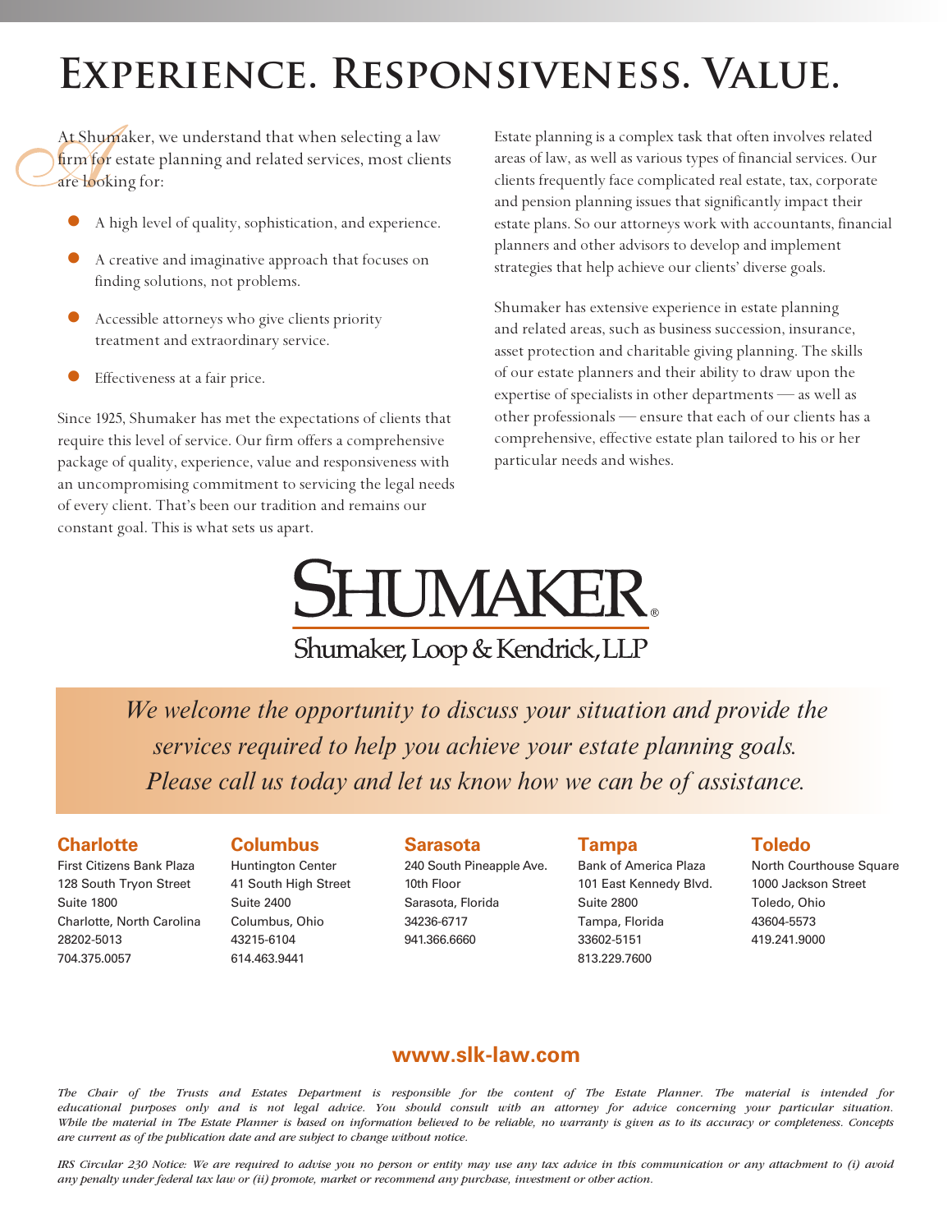# Experience. Responsiveness. Value.

At Shumaker, we understand that when selecting a law firm for estate planning and related services, most clients are looking for:

- A high level of quality, sophistication, and experience.
- A creative and imaginative approach that focuses on finding solutions, not problems.
- Accessible attorneys who give clients priority treatment and extraordinary service.
- Effectiveness at a fair price.

Since 1925, Shumaker has met the expectations of clients that require this level of service. Our firm offers a comprehensive package of quality, experience, value and responsiveness with an uncompromising commitment to servicing the legal needs of every client. That's been our tradition and remains our constant goal. This is what sets us apart.

Estate planning is a complex task that often involves related areas of law, as well as various types of financial services. Our clients frequently face complicated real estate, tax, corporate and pension planning issues that significantly impact their estate plans. So our attorneys work with accountants, financial planners and other advisors to develop and implement strategies that help achieve our clients' diverse goals.

Shumaker has extensive experience in estate planning and related areas, such as business succession, insurance, asset protection and charitable giving planning. The skills of our estate planners and their ability to draw upon the expertise of specialists in other departments — as well as other professionals — ensure that each of our clients has a comprehensive, effective estate plan tailored to his or her particular needs and wishes.

**SHUMAKER®**

Shumaker, Loop & Kendrick, LLP

*We welcome the opportunity to discuss your situation and provide the services required to help you achieve your estate planning goals. Please call us today and let us know how we can be of assistance.*

**Charlotte**
First Citizens Bank Plaza
128 South Tryon Street
Suite 1800
Charlotte, North Carolina
28202-5013
704.375.0057

**Columbus**
Huntington Center
41 South High Street
Suite 2400
Columbus, Ohio
43215-6104
614.463.9441

**Sarasota**
240 South Pineapple Ave.
10th Floor
Sarasota, Florida
34236-6717
941.366.6660

**Tampa**
Bank of America Plaza
101 East Kennedy Blvd.
Suite 2800
Tampa, Florida
33602-5151
813.229.7600

**Toledo**
North Courthouse Square
1000 Jackson Street
Toledo, Ohio
43604-5573
419.241.9000

**www.slk-law.com**

*The Chair of the Trusts and Estates Department is responsible for the content of The Estate Planner. The material is intended for educational purposes only and is not legal advice. You should consult with an attorney for advice concerning your particular situation. While the material in The Estate Planner is based on information believed to be reliable, no warranty is given as to its accuracy or completeness. Concepts are current as of the publication date and are subject to change without notice.*

*IRS Circular 230 Notice: We are required to advise you no person or entity may use any tax advice in this communication or any attachment to (i) avoid any penalty under federal tax law or (ii) promote, market or recommend any purchase, investment or other action.*